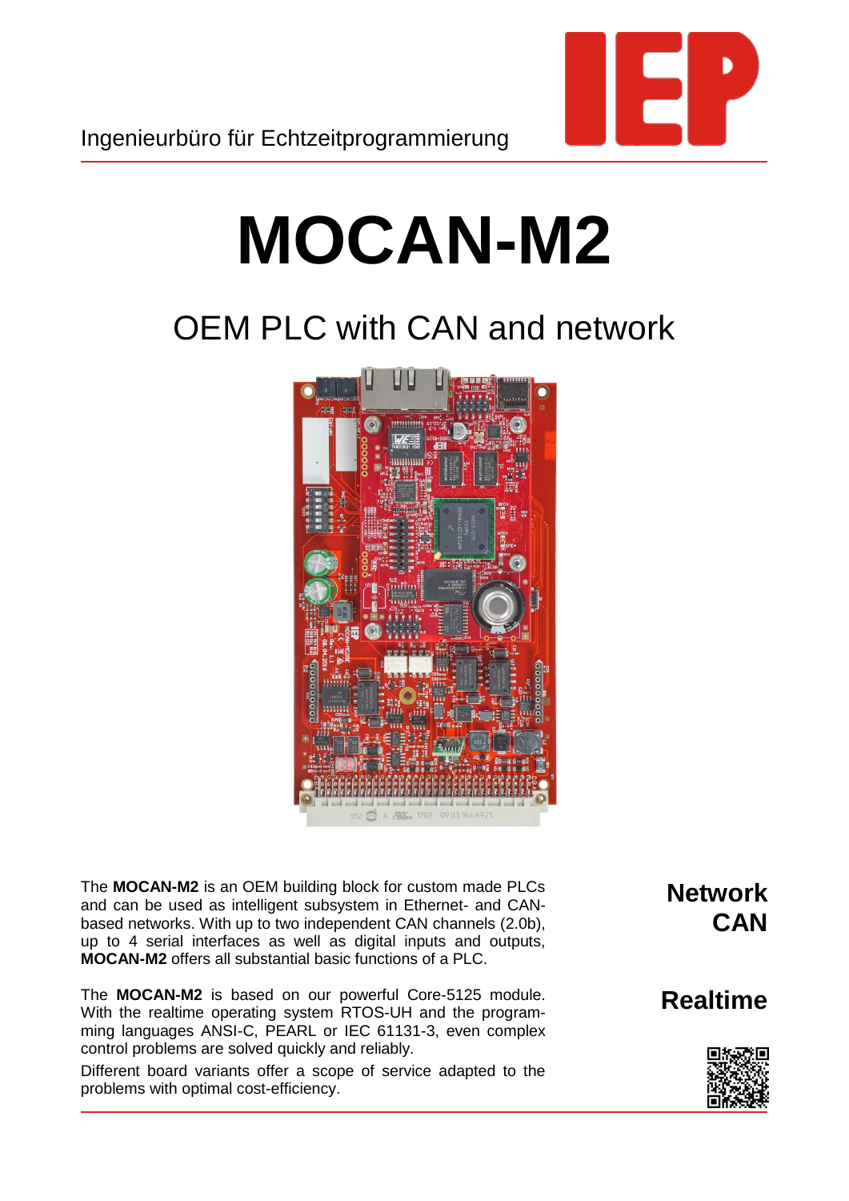Ingenieurbüro für Echtzeitprogrammierung

# MOCAN-M2

## OEM PLC with CAN and network

The **MOCAN-M2** is an OEM building block for custom made PLCs and can be used as intelligent subsystem in Ethernet- and CAN-based networks. With up to two independent CAN channels (2.0b), up to 4 serial interfaces as well as digital inputs and outputs, **MOCAN-M2** offers all substantial basic functions of a PLC.

The **MOCAN-M2** is based on our powerful Core-5125 module. With the realtime operating system RTOS-UH and the programming languages ANSI-C, PEARL or IEC 61131-3, even complex control problems are solved quickly and reliably.

Different board variants offer a scope of service adapted to the problems with optimal cost-efficiency.

**Network**
**CAN**

**Realtime**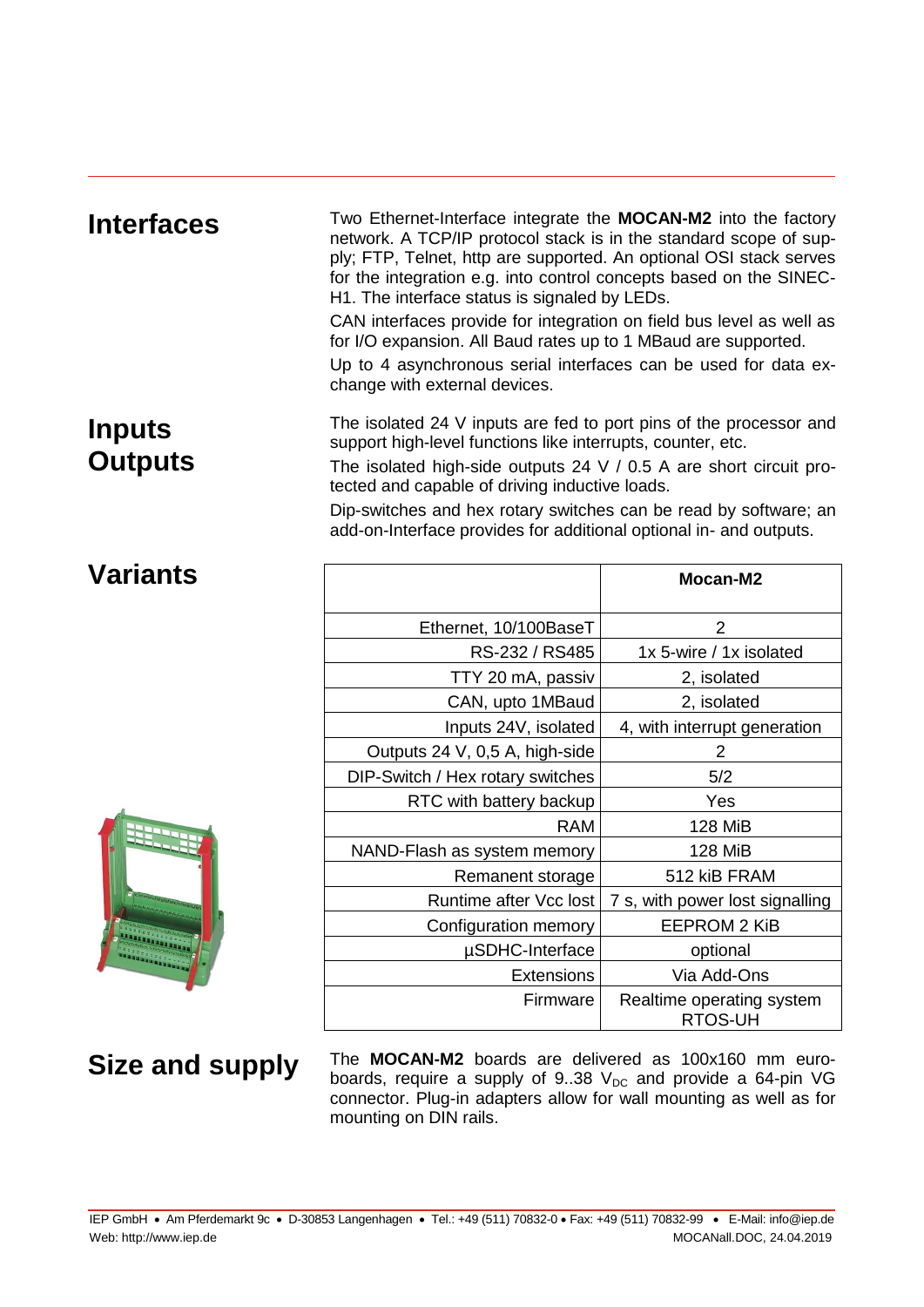## Interfaces

Two Ethernet-Interface integrate the **MOCAN-M2** into the factory network. A TCP/IP protocol stack is in the standard scope of supply; FTP, Telnet, http are supported. An optional OSI stack serves for the integration e.g. into control concepts based on the SINEC-H1. The interface status is signaled by LEDs.

CAN interfaces provide for integration on field bus level as well as for I/O expansion. All Baud rates up to 1 MBaud are supported.

Up to 4 asynchronous serial interfaces can be used for data exchange with external devices.

## Inputs Outputs

The isolated 24 V inputs are fed to port pins of the processor and support high-level functions like interrupts, counter, etc.

The isolated high-side outputs 24 V / 0.5 A are short circuit protected and capable of driving inductive loads.

Dip-switches and hex rotary switches can be read by software; an add-on-Interface provides for additional optional in- and outputs.

## Variants

| | **Mocan-M2** |
|---|---|
| Ethernet, 10/100BaseT | 2 |
| RS-232 / RS485 | 1x 5-wire / 1x isolated |
| TTY 20 mA, passiv | 2, isolated |
| CAN, upto 1MBaud | 2, isolated |
| Inputs 24V, isolated | 4, with interrupt generation |
| Outputs 24 V, 0,5 A, high-side | 2 |
| DIP-Switch / Hex rotary switches | 5/2 |
| RTC with battery backup | Yes |
| RAM | 128 MiB |
| NAND-Flash as system memory | 128 MiB |
| Remanent storage | 512 kiB FRAM |
| Runtime after Vcc lost | 7 s, with power lost signalling |
| Configuration memory | EEPROM 2 KiB |
| µSDHC-Interface | optional |
| Extensions | Via Add-Ons |
| Firmware | Realtime operating system RTOS-UH |

## Size and supply

The **MOCAN-M2** boards are delivered as 100x160 mm euro-boards, require a supply of 9..38 $V_{DC}$ and provide a 64-pin VG connector. Plug-in adapters allow for wall mounting as well as for mounting on DIN rails.

IEP GmbH • Am Pferdemarkt 9c • D-30853 Langenhagen • Tel.: +49 (511) 70832-0 • Fax: +49 (511) 70832-99 • E-Mail: info@iep.de
Web: http://www.iep.de MOCANall.DOC, 24.04.2019